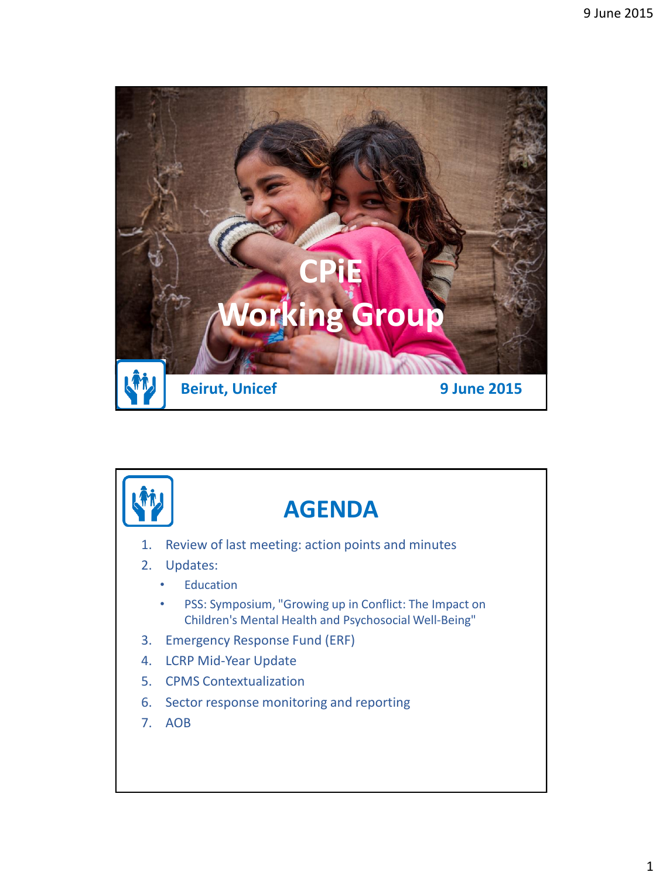# CPiE Working Group

**Beirut, Unicef** **9 June 2015**

## AGENDA

1. Review of last meeting: action points and minutes
2. Updates:
   - Education
   - PSS: Symposium, "Growing up in Conflict: The Impact on Children's Mental Health and Psychosocial Well-Being"
3. Emergency Response Fund (ERF)
4. LCRP Mid-Year Update
5. CPMS Contextualization
6. Sector response monitoring and reporting
7. AOB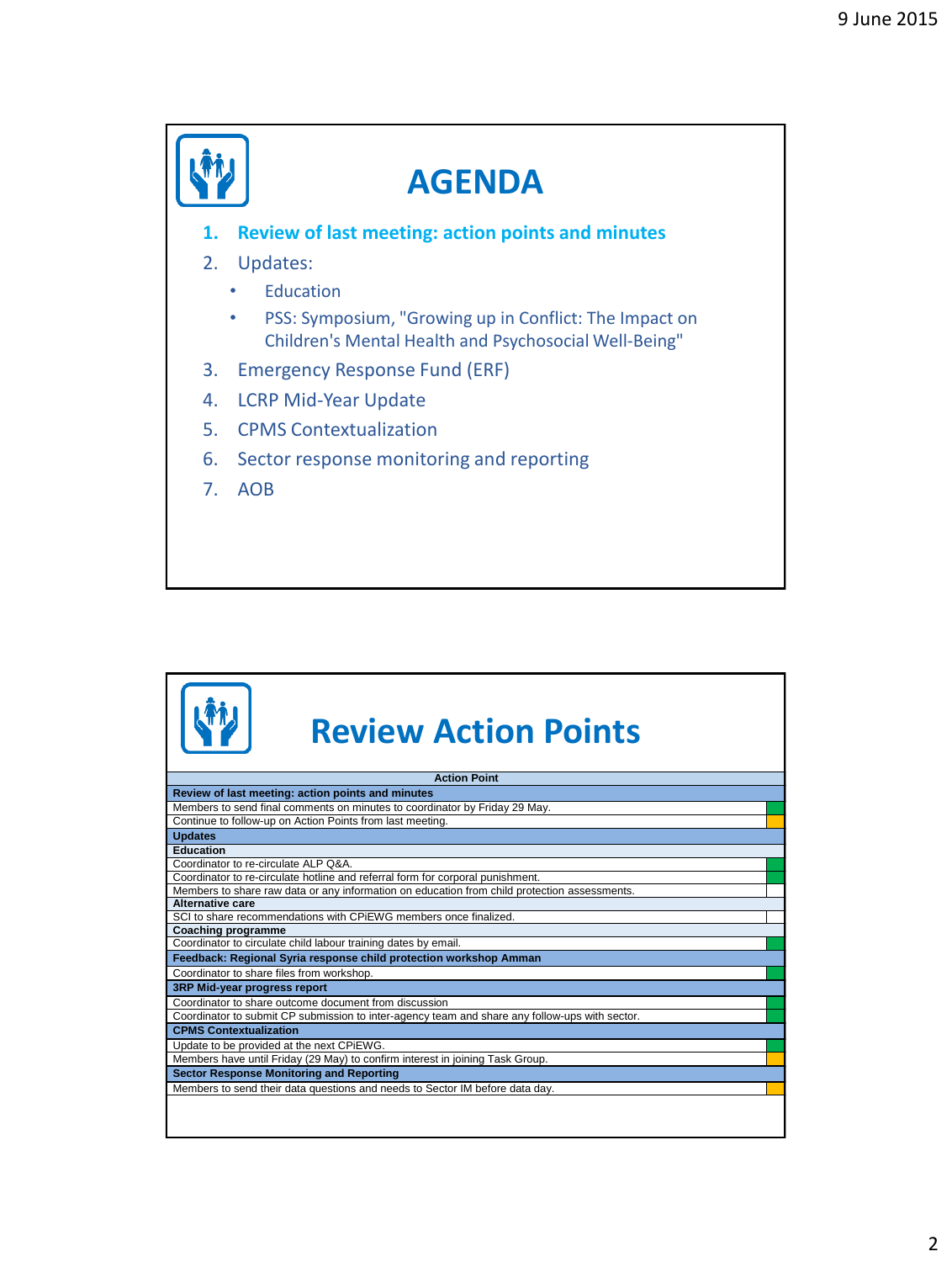# AGENDA

1. **Review of last meeting: action points and minutes**
2. Updates:
   - Education
   - PSS: Symposium, "Growing up in Conflict: The Impact on Children's Mental Health and Psychosocial Well-Being"
3. Emergency Response Fund (ERF)
4. LCRP Mid-Year Update
5. CPMS Contextualization
6. Sector response monitoring and reporting
7. AOB

# Review Action Points

| Action Point | Status |
|---|---|
| **Review of last meeting: action points and minutes** | |
| Members to send final comments on minutes to coordinator by Friday 29 May. | Green |
| Continue to follow-up on Action Points from last meeting. | Orange |
| **Updates** | |
| **Education** | |
| Coordinator to re-circulate ALP Q&A. | Green |
| Coordinator to re-circulate hotline and referral form for corporal punishment. | Green |
| Members to share raw data or any information on education from child protection assessments. | |
| **Alternative care** | |
| SCI to share recommendations with CPiEWG members once finalized. | |
| **Coaching programme** | |
| Coordinator to circulate child labour training dates by email. | Green |
| **Feedback: Regional Syria response child protection workshop Amman** | |
| Coordinator to share files from workshop. | Green |
| **3RP Mid-year progress report** | |
| Coordinator to share outcome document from discussion | Green |
| Coordinator to submit CP submission to inter-agency team and share any follow-ups with sector. | Green |
| **CPMS Contextualization** | |
| Update to be provided at the next CPiEWG. | Green |
| Members have until Friday (29 May) to confirm interest in joining Task Group. | Orange |
| **Sector Response Monitoring and Reporting** | |
| Members to send their data questions and needs to Sector IM before data day. | Orange |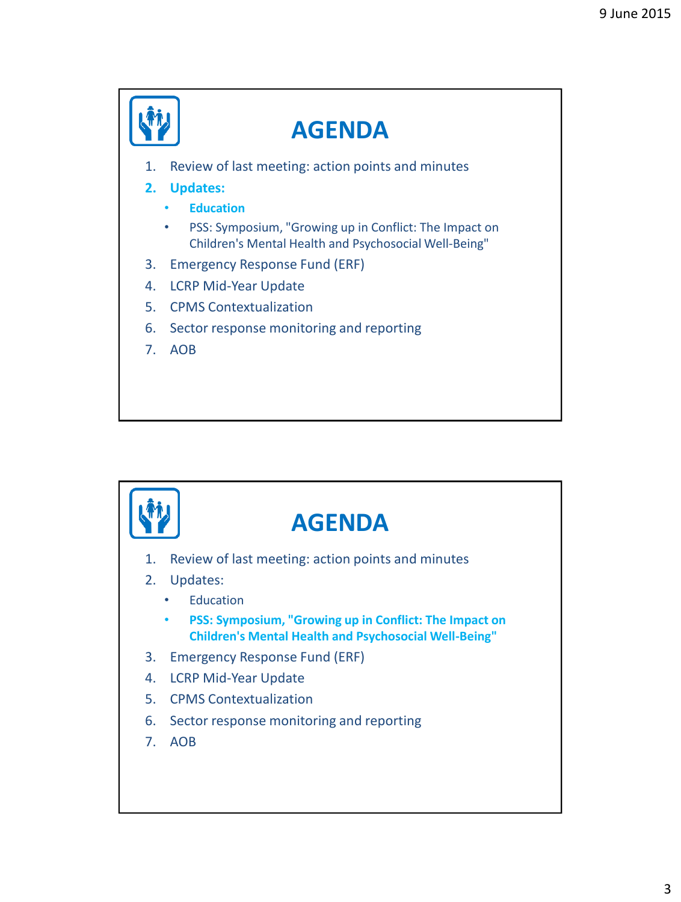# AGENDA

1. Review of last meeting: action points and minutes
2. **Updates:**
   - **Education**
   - PSS: Symposium, "Growing up in Conflict: The Impact on Children's Mental Health and Psychosocial Well-Being"
3. Emergency Response Fund (ERF)
4. LCRP Mid-Year Update
5. CPMS Contextualization
6. Sector response monitoring and reporting
7. AOB

# AGENDA

1. Review of last meeting: action points and minutes
2. Updates:
   - Education
   - **PSS: Symposium, "Growing up in Conflict: The Impact on Children's Mental Health and Psychosocial Well-Being"**
3. Emergency Response Fund (ERF)
4. LCRP Mid-Year Update
5. CPMS Contextualization
6. Sector response monitoring and reporting
7. AOB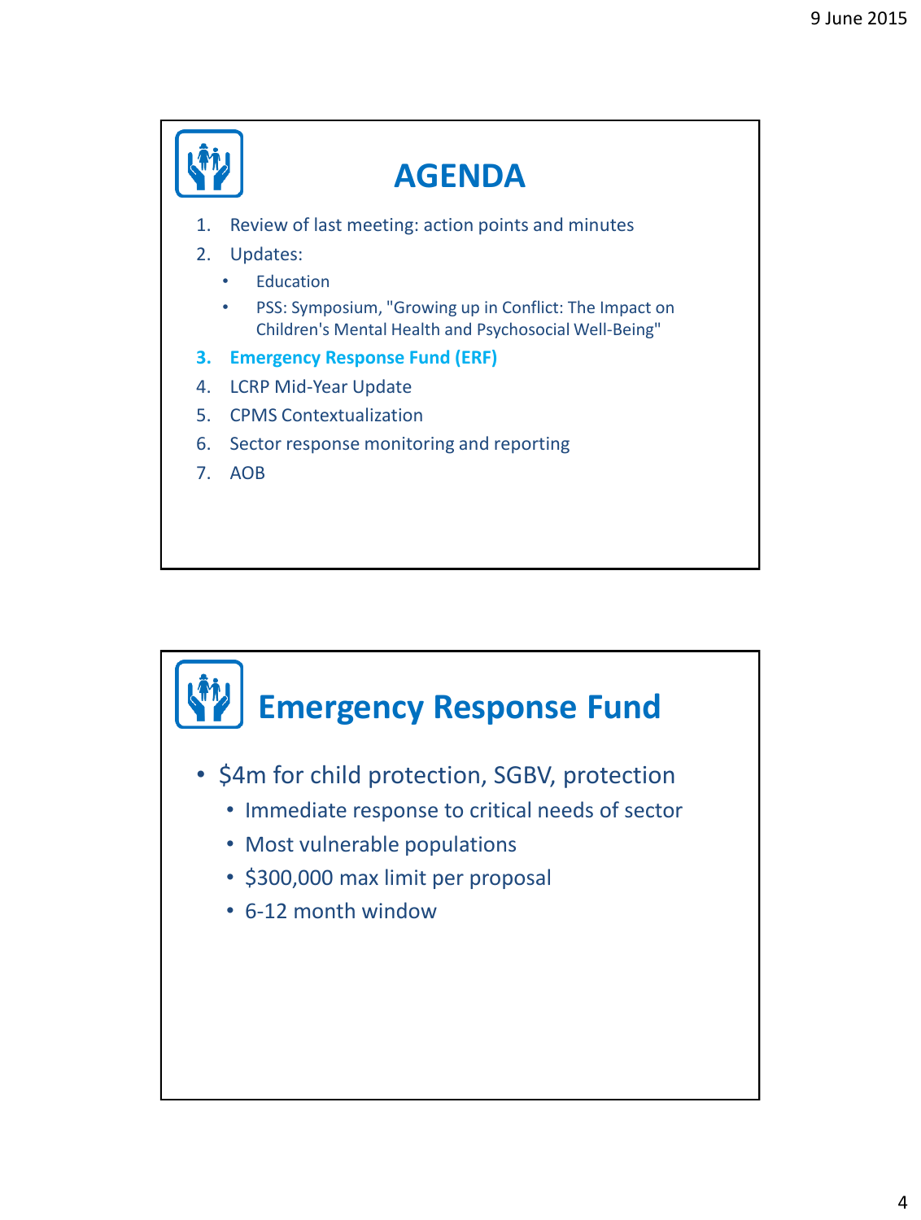## AGENDA

1. Review of last meeting: action points and minutes
2. Updates:
   - Education
   - PSS: Symposium, "Growing up in Conflict: The Impact on Children's Mental Health and Psychosocial Well-Being"
3. **Emergency Response Fund (ERF)**
4. LCRP Mid-Year Update
5. CPMS Contextualization
6. Sector response monitoring and reporting
7. AOB

## Emergency Response Fund

- $4m for child protection, SGBV, protection
  - Immediate response to critical needs of sector
  - Most vulnerable populations
  - $300,000 max limit per proposal
  - 6-12 month window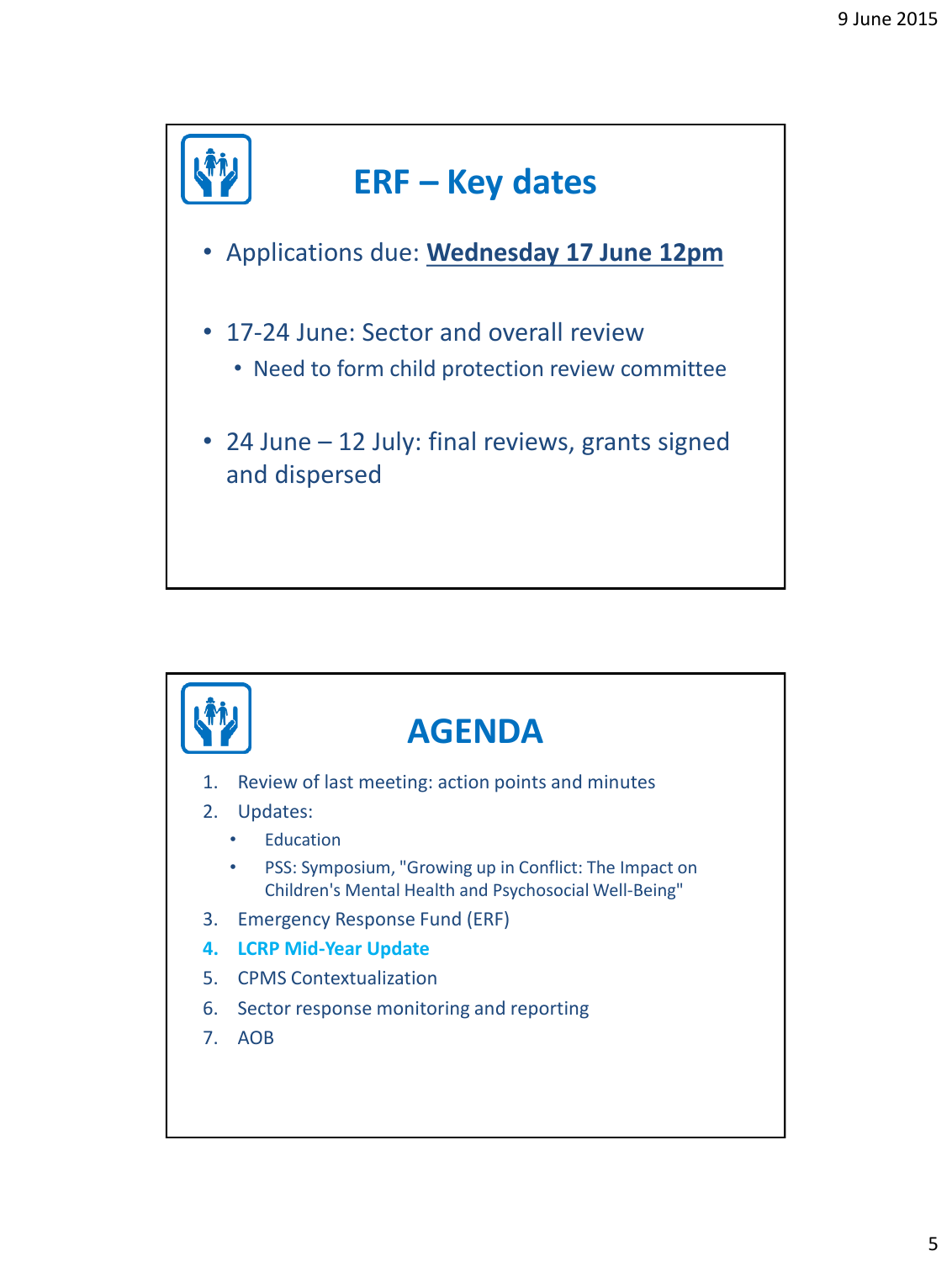## ERF – Key dates

- Applications due: **Wednesday 17 June 12pm**
- 17-24 June: Sector and overall review
  - Need to form child protection review committee
- 24 June – 12 July: final reviews, grants signed and dispersed

## AGENDA

1. Review of last meeting: action points and minutes
2. Updates:
   - Education
   - PSS: Symposium, "Growing up in Conflict: The Impact on Children's Mental Health and Psychosocial Well-Being"
3. Emergency Response Fund (ERF)
4. **LCRP Mid-Year Update**
5. CPMS Contextualization
6. Sector response monitoring and reporting
7. AOB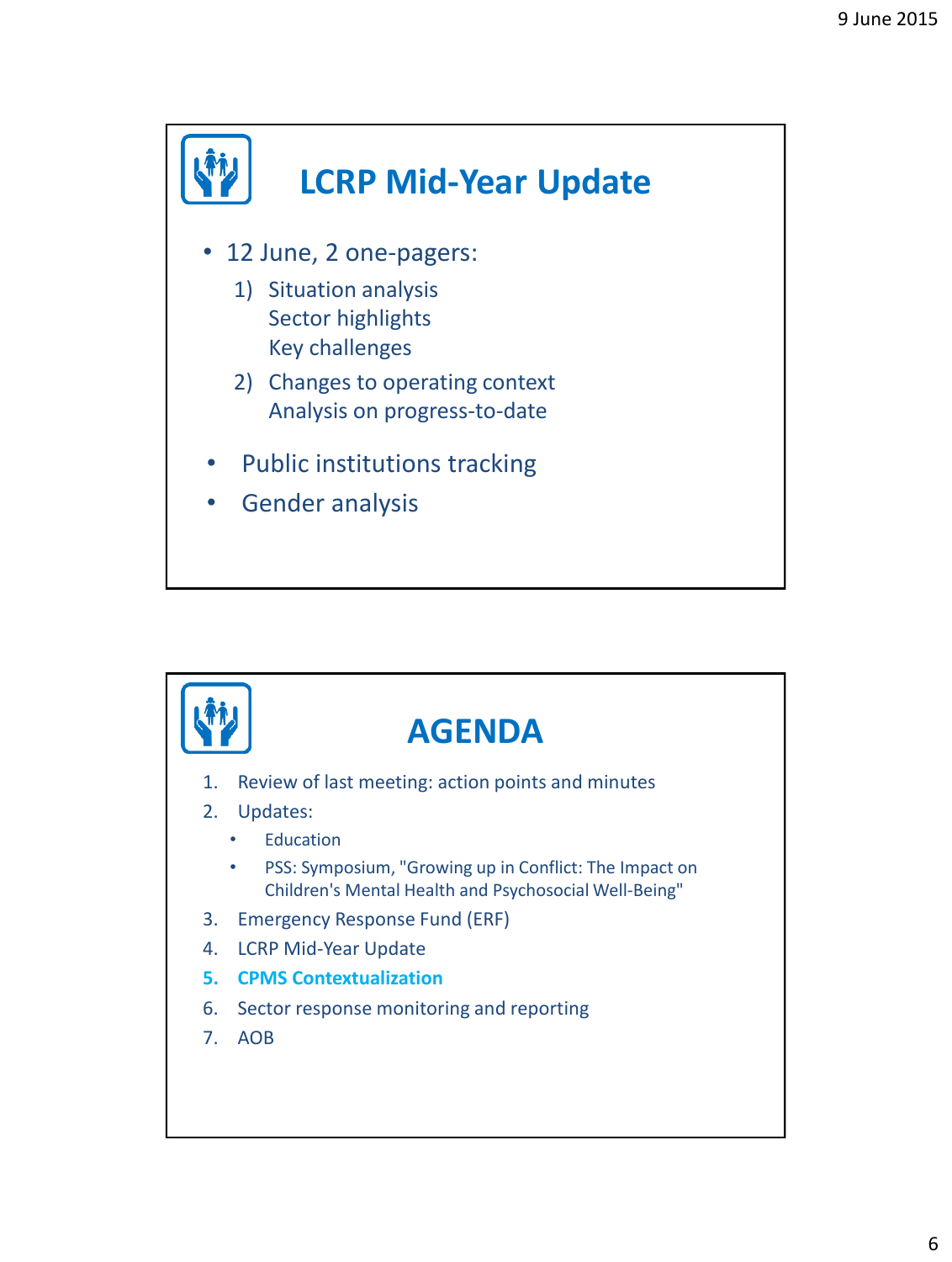## LCRP Mid-Year Update

- 12 June, 2 one-pagers:
  1) Situation analysis
     Sector highlights
     Key challenges
  2) Changes to operating context
     Analysis on progress-to-date
- Public institutions tracking
- Gender analysis

## AGENDA

1. Review of last meeting: action points and minutes
2. Updates:
   - Education
   - PSS: Symposium, "Growing up in Conflict: The Impact on Children's Mental Health and Psychosocial Well-Being"
3. Emergency Response Fund (ERF)
4. LCRP Mid-Year Update
5. **CPMS Contextualization**
6. Sector response monitoring and reporting
7. AOB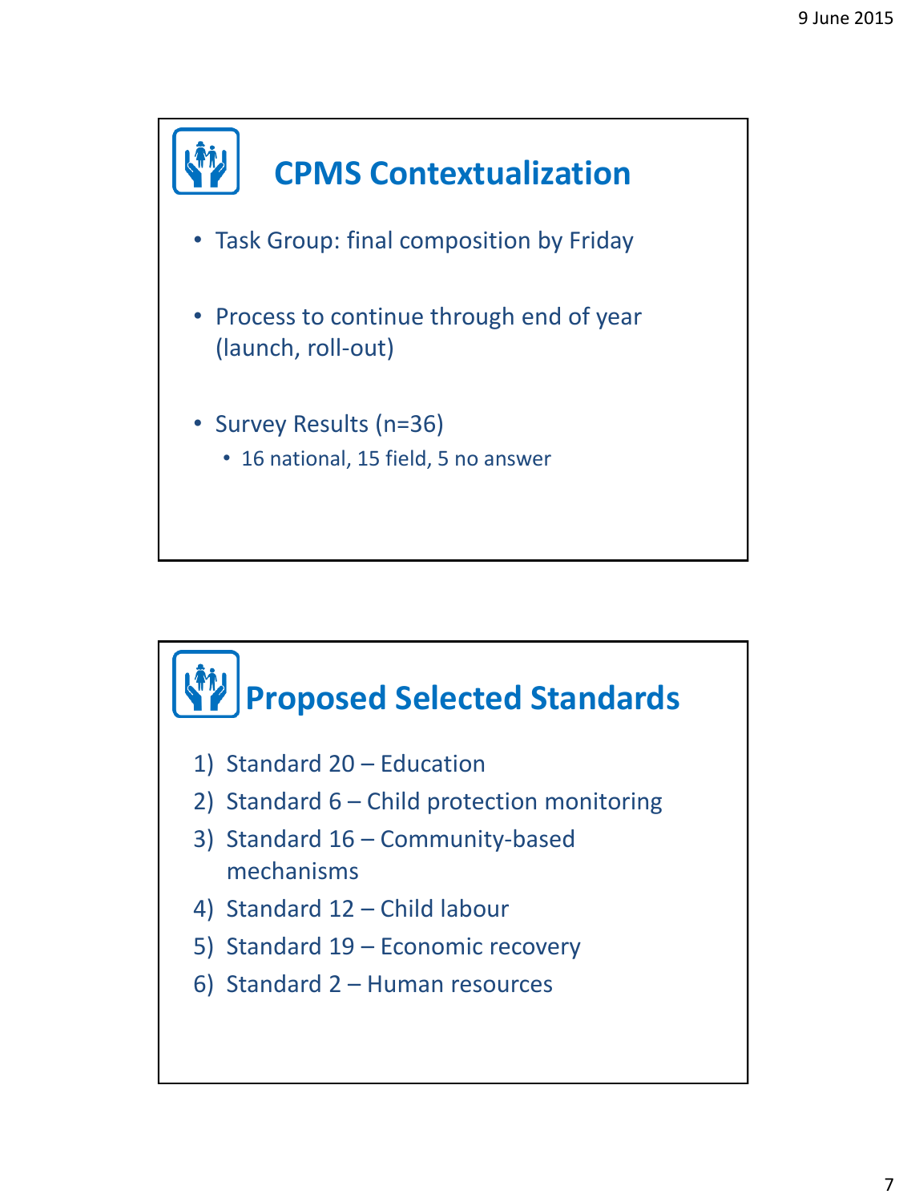## CPMS Contextualization

- Task Group: final composition by Friday
- Process to continue through end of year (launch, roll-out)
- Survey Results (n=36)
  - 16 national, 15 field, 5 no answer

## Proposed Selected Standards

1) Standard 20 – Education
2) Standard 6 – Child protection monitoring
3) Standard 16 – Community-based mechanisms
4) Standard 12 – Child labour
5) Standard 19 – Economic recovery
6) Standard 2 – Human resources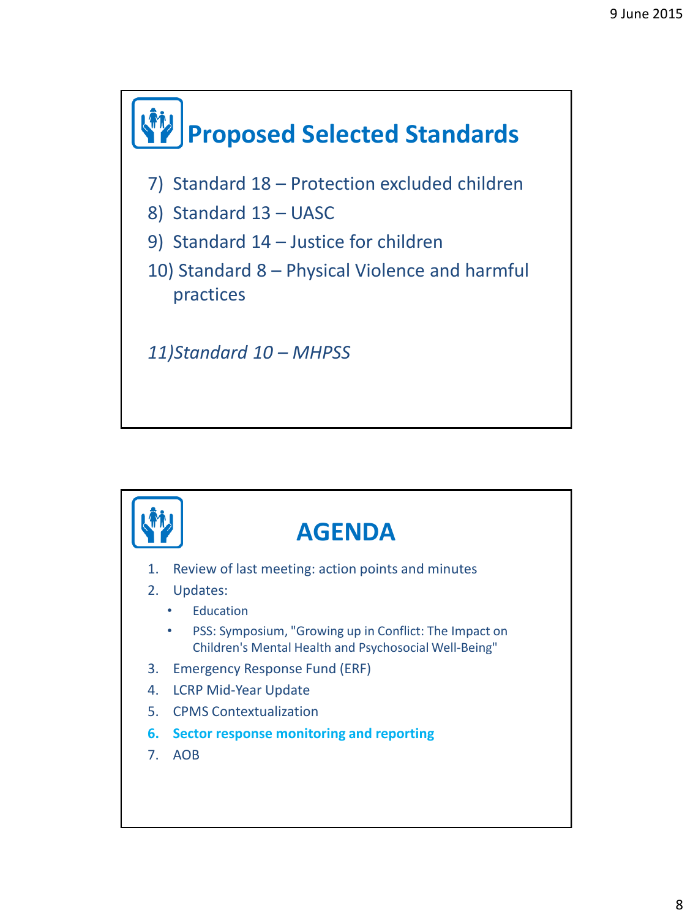## Proposed Selected Standards

7) Standard 18 – Protection excluded children
8) Standard 13 – UASC
9) Standard 14 – Justice for children
10) Standard 8 – Physical Violence and harmful practices

*11)Standard 10 – MHPSS*

## AGENDA

1. Review of last meeting: action points and minutes
2. Updates:
   - Education
   - PSS: Symposium, "Growing up in Conflict: The Impact on Children's Mental Health and Psychosocial Well-Being"
3. Emergency Response Fund (ERF)
4. LCRP Mid-Year Update
5. CPMS Contextualization
6. **Sector response monitoring and reporting**
7. AOB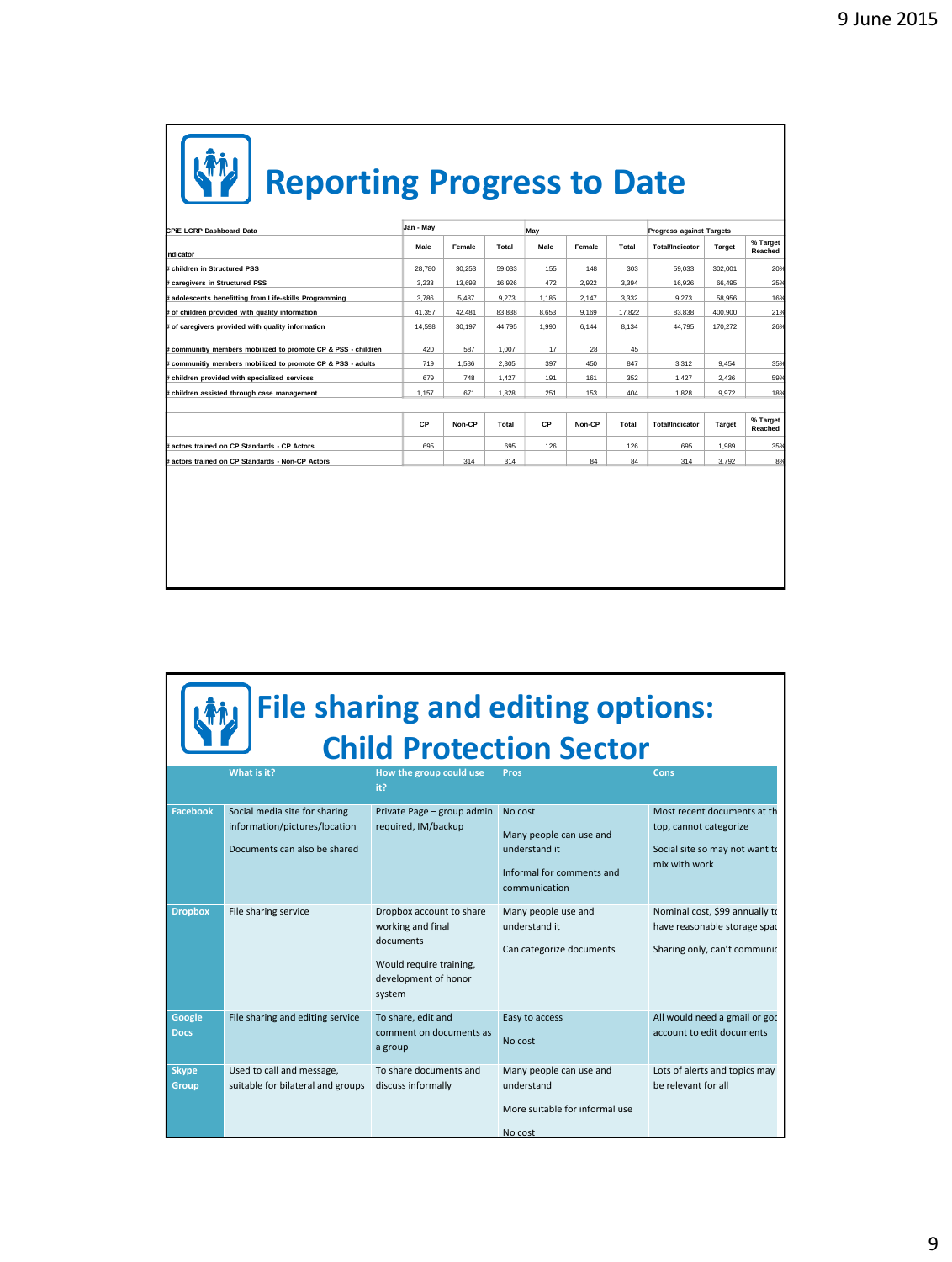9 June 2015

# Reporting Progress to Date

| CPiE LCRP Dashboard Data | Jan - May | | | May | | | Progress against Targets | | |
|---|---|---|---|---|---|---|---|---|---|
| ndicator | Male | Female | Total | Male | Female | Total | Total/Indicator | Target | % Target Reached |
| # children in Structured PSS | 28,780 | 30,253 | 59,033 | 155 | 148 | 303 | 59,033 | 302,001 | 20% |
| # caregivers in Structured PSS | 3,233 | 13,693 | 16,926 | 472 | 2,922 | 3,394 | 16,926 | 66,495 | 25% |
| # adolescents benefitting from Life-skills Programming | 3,786 | 5,487 | 9,273 | 1,185 | 2,147 | 3,332 | 9,273 | 58,956 | 16% |
| # of children provided with quality information | 41,357 | 42,481 | 83,838 | 8,653 | 9,169 | 17,822 | 83,838 | 400,900 | 21% |
| # of caregivers provided with quality information | 14,598 | 30,197 | 44,795 | 1,990 | 6,144 | 8,134 | 44,795 | 170,272 | 26% |
| # communitiy members mobilized to promote CP & PSS - children | 420 | 587 | 1,007 | 17 | 28 | 45 | | | |
| # communitiy members mobilized to promote CP & PSS - adults | 719 | 1,586 | 2,305 | 397 | 450 | 847 | 3,312 | 9,454 | 35% |
| # children provided with specialized services | 679 | 748 | 1,427 | 191 | 161 | 352 | 1,427 | 2,436 | 59% |
| # children assisted through case management | 1,157 | 671 | 1,828 | 251 | 153 | 404 | 1,828 | 9,972 | 18% |

| | CP | Non-CP | Total | CP | Non-CP | Total | Total/Indicator | Target | % Target Reached |
|---|---|---|---|---|---|---|---|---|---|
| # actors trained on CP Standards - CP Actors | 695 | | 695 | 126 | | 126 | 695 | 1,989 | 35% |
| # actors trained on CP Standards - Non-CP Actors | | 314 | 314 | | 84 | 84 | 314 | 3,792 | 8% |

# File sharing and editing options: Child Protection Sector

| | What is it? | How the group could use it? | Pros | Cons |
|---|---|---|---|---|
| Facebook | Social media site for sharing information/pictures/location<br><br>Documents can also be shared | Private Page – group admin required, IM/backup | No cost<br><br>Many people can use and understand it<br><br>Informal for comments and communication | Most recent documents at th top, cannot categorize<br><br>Social site so may not want to mix with work |
| Dropbox | File sharing service | Dropbox account to share working and final documents<br><br>Would require training, development of honor system | Many people use and understand it<br><br>Can categorize documents | Nominal cost, $99 annually to have reasonable storage spac<br><br>Sharing only, can't communic |
| Google Docs | File sharing and editing service | To share, edit and comment on documents as a group | Easy to access<br><br>No cost | All would need a gmail or goo account to edit documents |
| Skype Group | Used to call and message, suitable for bilateral and groups | To share documents and discuss informally | Many people can use and understand<br><br>More suitable for informal use<br><br>No cost | Lots of alerts and topics may be relevant for all |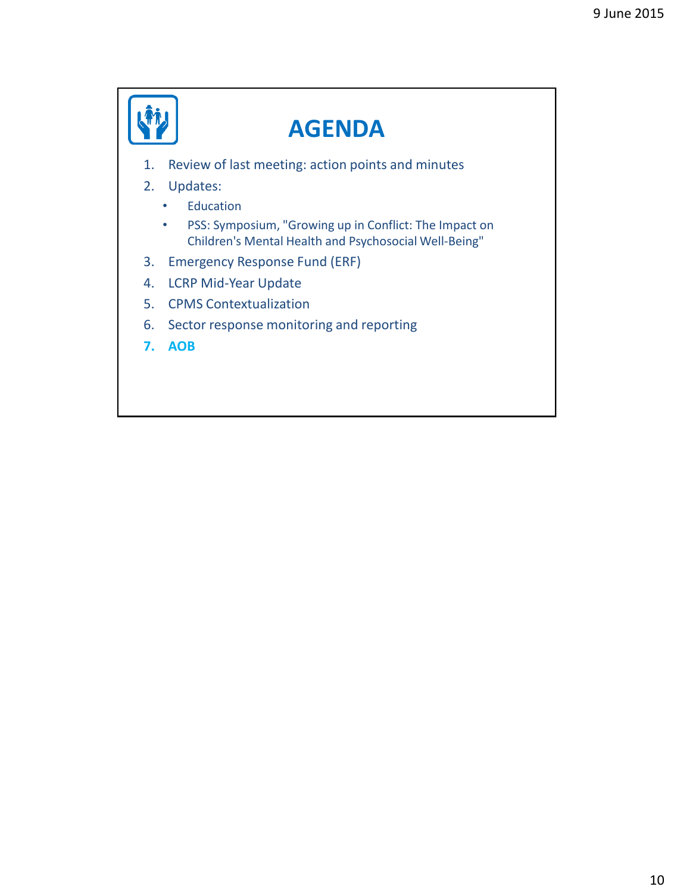# AGENDA

1. Review of last meeting: action points and minutes
2. Updates:
   - Education
   - PSS: Symposium, "Growing up in Conflict: The Impact on Children's Mental Health and Psychosocial Well-Being"
3. Emergency Response Fund (ERF)
4. LCRP Mid-Year Update
5. CPMS Contextualization
6. Sector response monitoring and reporting
7. **AOB**